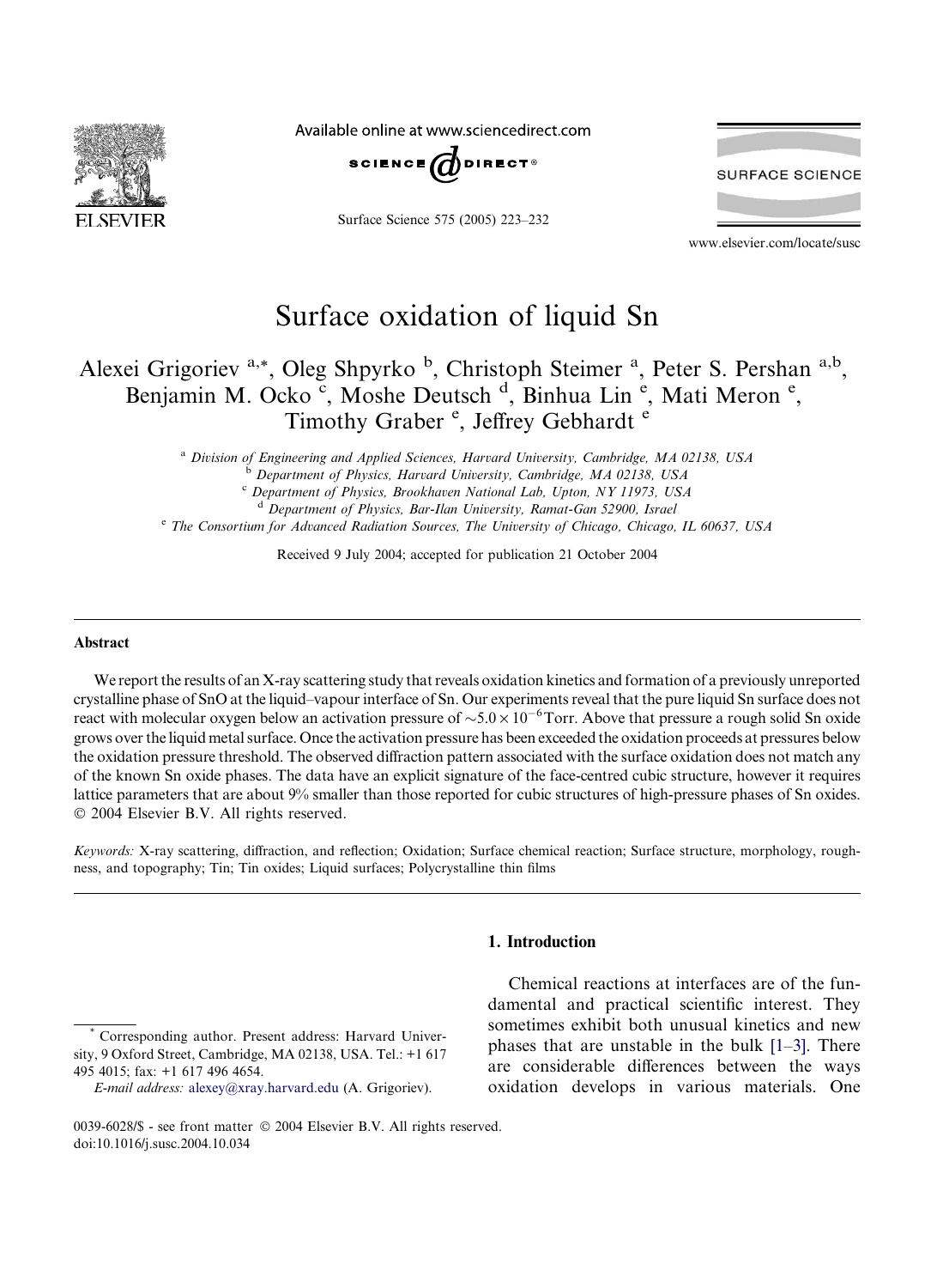# Surface oxidation of liquid Sn

Alexei Grigoriev [a,*], Oleg Shpyrko [b], Christoph Steimer [a], Peter S. Pershan [a,b], Benjamin M. Ocko [c], Moshe Deutsch [d], Binhua Lin [e], Mati Meron [e], Timothy Graber [e], Jeffrey Gebhardt [e]

[a] *Division of Engineering and Applied Sciences, Harvard University, Cambridge, MA 02138, USA*
[b] *Department of Physics, Harvard University, Cambridge, MA 02138, USA*
[c] *Department of Physics, Brookhaven National Lab, Upton, NY 11973, USA*
[d] *Department of Physics, Bar-Ilan University, Ramat-Gan 52900, Israel*
[e] *The Consortium for Advanced Radiation Sources, The University of Chicago, Chicago, IL 60637, USA*

Received 9 July 2004; accepted for publication 21 October 2004

## Abstract

We report the results of an X-ray scattering study that reveals oxidation kinetics and formation of a previously unreported crystalline phase of SnO at the liquid–vapour interface of Sn. Our experiments reveal that the pure liquid Sn surface does not react with molecular oxygen below an activation pressure of $\sim 5.0 \times 10^{-6}$ Torr. Above that pressure a rough solid Sn oxide grows over the liquid metal surface. Once the activation pressure has been exceeded the oxidation proceeds at pressures below the oxidation pressure threshold. The observed diffraction pattern associated with the surface oxidation does not match any of the known Sn oxide phases. The data have an explicit signature of the face-centred cubic structure, however it requires lattice parameters that are about 9% smaller than those reported for cubic structures of high-pressure phases of Sn oxides.
© 2004 Elsevier B.V. All rights reserved.

*Keywords:* X-ray scattering, diffraction, and reflection; Oxidation; Surface chemical reaction; Surface structure, morphology, roughness, and topography; Tin; Tin oxides; Liquid surfaces; Polycrystalline thin films

## 1. Introduction

Chemical reactions at interfaces are of the fundamental and practical scientific interest. They sometimes exhibit both unusual kinetics and new phases that are unstable in the bulk [1–3]. There are considerable differences between the ways oxidation develops in various materials. One

* Corresponding author. Present address: Harvard University, 9 Oxford Street, Cambridge, MA 02138, USA. Tel.: +1 617 495 4015; fax: +1 617 496 4654.
*E-mail address:* alexey@xray.harvard.edu (A. Grigoriev).

0039-6028/$ - see front matter © 2004 Elsevier B.V. All rights reserved.
doi:10.1016/j.susc.2004.10.034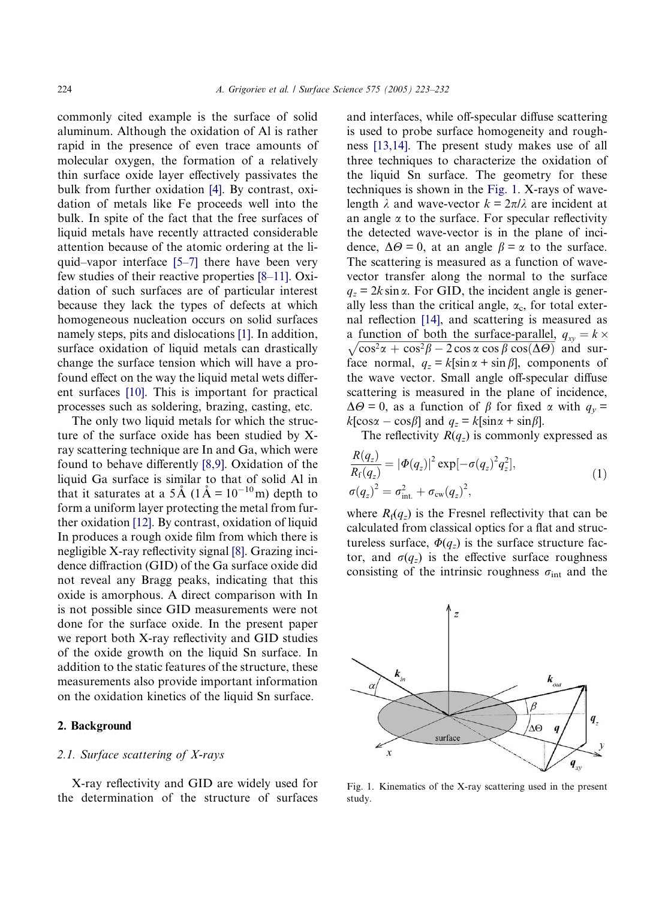commonly cited example is the surface of solid aluminum. Although the oxidation of Al is rather rapid in the presence of even trace amounts of molecular oxygen, the formation of a relatively thin surface oxide layer effectively passivates the bulk from further oxidation [4]. By contrast, oxidation of metals like Fe proceeds well into the bulk. In spite of the fact that the free surfaces of liquid metals have recently attracted considerable attention because of the atomic ordering at the liquid–vapor interface [5–7] there have been very few studies of their reactive properties [8–11]. Oxidation of such surfaces are of particular interest because they lack the types of defects at which homogeneous nucleation occurs on solid surfaces namely steps, pits and dislocations [1]. In addition, surface oxidation of liquid metals can drastically change the surface tension which will have a profound effect on the way the liquid metal wets different surfaces [10]. This is important for practical processes such as soldering, brazing, casting, etc.

The only two liquid metals for which the structure of the surface oxide has been studied by X-ray scattering technique are In and Ga, which were found to behave differently [8,9]. Oxidation of the liquid Ga surface is similar to that of solid Al in that it saturates at a 5Å (1Å = $10^{-10}$ m) depth to form a uniform layer protecting the metal from further oxidation [12]. By contrast, oxidation of liquid In produces a rough oxide film from which there is negligible X-ray reflectivity signal [8]. Grazing incidence diffraction (GID) of the Ga surface oxide did not reveal any Bragg peaks, indicating that this oxide is amorphous. A direct comparison with In is not possible since GID measurements were not done for the surface oxide. In the present paper we report both X-ray reflectivity and GID studies of the oxide growth on the liquid Sn surface. In addition to the static features of the structure, these measurements also provide important information on the oxidation kinetics of the liquid Sn surface.

## 2. Background

### 2.1. Surface scattering of X-rays

X-ray reflectivity and GID are widely used for the determination of the structure of surfaces and interfaces, while off-specular diffuse scattering is used to probe surface homogeneity and roughness [13,14]. The present study makes use of all three techniques to characterize the oxidation of the liquid Sn surface. The geometry for these techniques is shown in the Fig. 1. X-rays of wavelength $\lambda$ and wave-vector $k = 2\pi/\lambda$ are incident at an angle $\alpha$ to the surface. For specular reflectivity the detected wave-vector is in the plane of incidence, $\Delta\Theta = 0$, at an angle $\beta = \alpha$ to the surface. The scattering is measured as a function of wave-vector transfer along the normal to the surface $q_z = 2k\sin\alpha$. For GID, the incident angle is generally less than the critical angle, $\alpha_c$, for total external reflection [14], and scattering is measured as a function of both the surface-parallel, $q_{xy} = k \times \sqrt{\cos^2\alpha + \cos^2\beta - 2\cos\alpha\cos\beta\cos(\Delta\Theta)}$ and surface normal, $q_z = k[\sin\alpha + \sin\beta]$, components of the wave vector. Small angle off-specular diffuse scattering is measured in the plane of incidence, $\Delta\Theta = 0$, as a function of $\beta$ for fixed $\alpha$ with $q_y = k[\cos\alpha - \cos\beta]$ and $q_z = k[\sin\alpha + \sin\beta]$.

The reflectivity $R(q_z)$ is commonly expressed as

$$
\begin{aligned}
\frac{R(q_z)}{R_f(q_z)} &= |\Phi(q_z)|^2 \exp[-\sigma(q_z)^2 q_z^2], \\
\sigma(q_z)^2 &= \sigma_{\text{int.}}^2 + \sigma_{\text{cw}}(q_z)^2,
\end{aligned}
\tag{1}
$$

where $R_f(q_z)$ is the Fresnel reflectivity that can be calculated from classical optics for a flat and structureless surface, $\Phi(q_z)$ is the surface structure factor, and $\sigma(q_z)$ is the effective surface roughness consisting of the intrinsic roughness $\sigma_{\text{int}}$ and the

Fig. 1. Kinematics of the X-ray scattering used in the present study.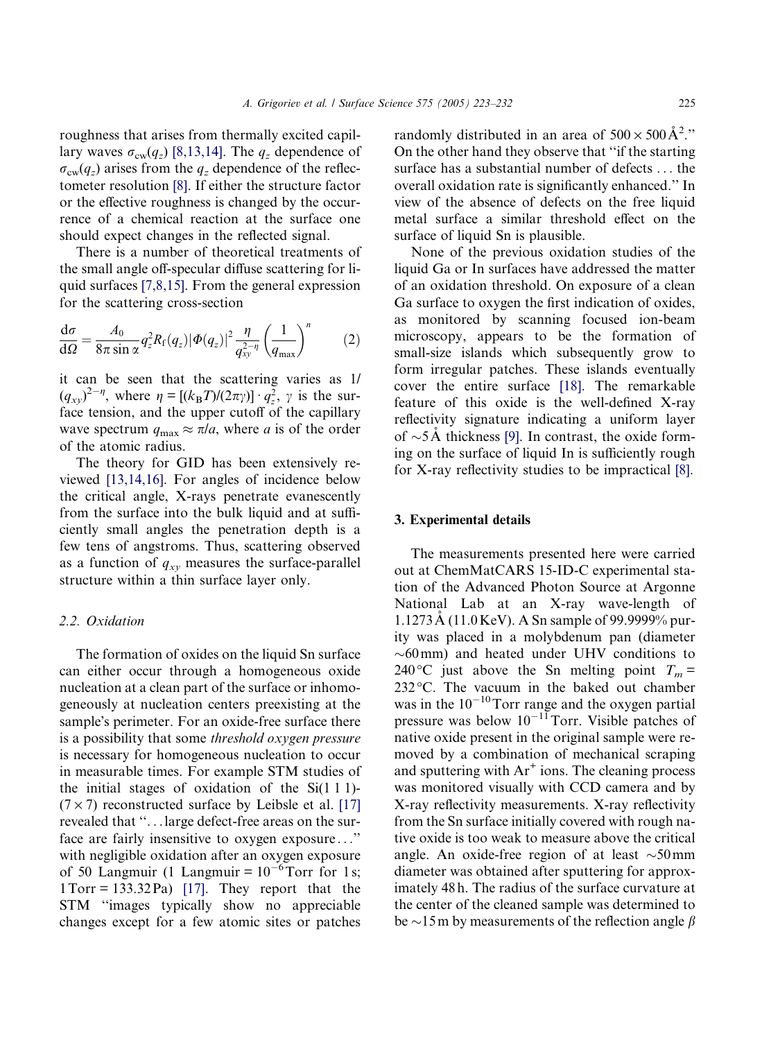roughness that arises from thermally excited capillary waves $\sigma_{cw}(q_z)$ [8,13,14]. The $q_z$ dependence of $\sigma_{cw}(q_z)$ arises from the $q_z$ dependence of the reflectometer resolution [8]. If either the structure factor or the effective roughness is changed by the occurrence of a chemical reaction at the surface one should expect changes in the reflected signal.

There is a number of theoretical treatments of the small angle off-specular diffuse scattering for liquid surfaces [7,8,15]. From the general expression for the scattering cross-section

$$\frac{d\sigma}{d\Omega} = \frac{A_0}{8\pi \sin\alpha} q_z^2 R_f(q_z) |\Phi(q_z)|^2 \frac{\eta}{q_{xy}^{2-\eta}} \left(\frac{1}{q_{max}}\right)^{\eta} \qquad (2)$$

it can be seen that the scattering varies as $1/(q_{xy})^{2-\eta}$, where $\eta = [(k_B T)/(2\pi\gamma)] \cdot q_z^2$, $\gamma$ is the surface tension, and the upper cutoff of the capillary wave spectrum $q_{max} \approx \pi/a$, where $a$ is of the order of the atomic radius.

The theory for GID has been extensively reviewed [13,14,16]. For angles of incidence below the critical angle, X-rays penetrate evanescently from the surface into the bulk liquid and at sufficiently small angles the penetration depth is a few tens of angstroms. Thus, scattering observed as a function of $q_{xy}$ measures the surface-parallel structure within a thin surface layer only.

### 2.2. Oxidation

The formation of oxides on the liquid Sn surface can either occur through a homogeneous oxide nucleation at a clean part of the surface or inhomogeneously at nucleation centers preexisting at the sample's perimeter. For an oxide-free surface there is a possibility that some *threshold oxygen pressure* is necessary for homogeneous nucleation to occur in measurable times. For example STM studies of the initial stages of oxidation of the Si(1 1 1)-(7 × 7) reconstructed surface by Leibsle et al. [17] revealed that "...large defect-free areas on the surface are fairly insensitive to oxygen exposure..." with negligible oxidation after an oxygen exposure of 50 Langmuir (1 Langmuir = $10^{-6}$ Torr for 1 s; 1 Torr = 133.32 Pa) [17]. They report that the STM "images typically show no appreciable changes except for a few atomic sites or patches randomly distributed in an area of $500 \times 500\,Å^2$." On the other hand they observe that "if the starting surface has a substantial number of defects ... the overall oxidation rate is significantly enhanced." In view of the absence of defects on the free liquid metal surface a similar threshold effect on the surface of liquid Sn is plausible.

None of the previous oxidation studies of the liquid Ga or In surfaces have addressed the matter of an oxidation threshold. On exposure of a clean Ga surface to oxygen the first indication of oxides, as monitored by scanning focused ion-beam microscopy, appears to be the formation of small-size islands which subsequently grow to form irregular patches. These islands eventually cover the entire surface [18]. The remarkable feature of this oxide is the well-defined X-ray reflectivity signature indicating a uniform layer of ~5 Å thickness [9]. In contrast, the oxide forming on the surface of liquid In is sufficiently rough for X-ray reflectivity studies to be impractical [8].

## 3. Experimental details

The measurements presented here were carried out at ChemMatCARS 15-ID-C experimental station of the Advanced Photon Source at Argonne National Lab at an X-ray wave-length of 1.1273 Å (11.0 KeV). A Sn sample of 99.9999% purity was placed in a molybdenum pan (diameter ~60 mm) and heated under UHV conditions to 240 °C just above the Sn melting point $T_m$ = 232 °C. The vacuum in the baked out chamber was in the $10^{-10}$ Torr range and the oxygen partial pressure was below $10^{-11}$ Torr. Visible patches of native oxide present in the original sample were removed by a combination of mechanical scraping and sputtering with $Ar^+$ ions. The cleaning process was monitored visually with CCD camera and by X-ray reflectivity measurements. X-ray reflectivity from the Sn surface initially covered with rough native oxide is too weak to measure above the critical angle. An oxide-free region of at least ~50 mm diameter was obtained after sputtering for approximately 48 h. The radius of the surface curvature at the center of the cleaned sample was determined to be ~15 m by measurements of the reflection angle $\beta$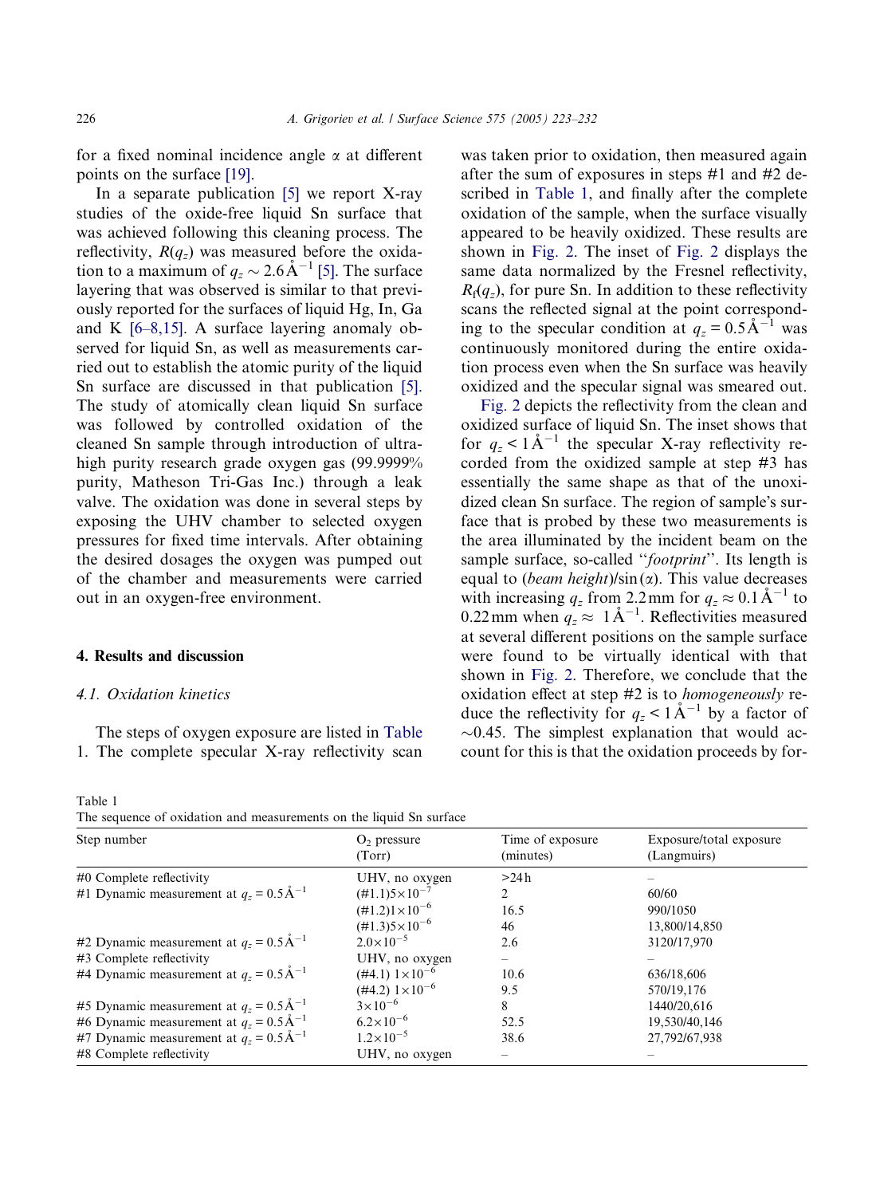for a fixed nominal incidence angle α at different points on the surface [19].

In a separate publication [5] we report X-ray studies of the oxide-free liquid Sn surface that was achieved following this cleaning process. The reflectivity, $R(q_z)$ was measured before the oxidation to a maximum of $q_z \sim 2.6\,\text{Å}^{-1}$ [5]. The surface layering that was observed is similar to that previously reported for the surfaces of liquid Hg, In, Ga and K [6–8,15]. A surface layering anomaly observed for liquid Sn, as well as measurements carried out to establish the atomic purity of the liquid Sn surface are discussed in that publication [5]. The study of atomically clean liquid Sn surface was followed by controlled oxidation of the cleaned Sn sample through introduction of ultra-high purity research grade oxygen gas (99.9999% purity, Matheson Tri-Gas Inc.) through a leak valve. The oxidation was done in several steps by exposing the UHV chamber to selected oxygen pressures for fixed time intervals. After obtaining the desired dosages the oxygen was pumped out of the chamber and measurements were carried out in an oxygen-free environment.

## 4. Results and discussion

### 4.1. Oxidation kinetics

The steps of oxygen exposure are listed in Table 1. The complete specular X-ray reflectivity scan was taken prior to oxidation, then measured again after the sum of exposures in steps #1 and #2 described in Table 1, and finally after the complete oxidation of the sample, when the surface visually appeared to be heavily oxidized. These results are shown in Fig. 2. The inset of Fig. 2 displays the same data normalized by the Fresnel reflectivity, $R_f(q_z)$, for pure Sn. In addition to these reflectivity scans the reflected signal at the point corresponding to the specular condition at $q_z = 0.5\,\text{Å}^{-1}$ was continuously monitored during the entire oxidation process even when the Sn surface was heavily oxidized and the specular signal was smeared out.

Fig. 2 depicts the reflectivity from the clean and oxidized surface of liquid Sn. The inset shows that for $q_z < 1\,\text{Å}^{-1}$ the specular X-ray reflectivity recorded from the oxidized sample at step #3 has essentially the same shape as that of the unoxidized clean Sn surface. The region of sample's surface that is probed by these two measurements is the area illuminated by the incident beam on the sample surface, so-called "*footprint*". Its length is equal to (*beam height*)/sin (α). This value decreases with increasing $q_z$ from 2.2 mm for $q_z \approx 0.1\,\text{Å}^{-1}$ to 0.22 mm when $q_z \approx 1\,\text{Å}^{-1}$. Reflectivities measured at several different positions on the sample surface were found to be virtually identical with that shown in Fig. 2. Therefore, we conclude that the oxidation effect at step #2 is to *homogeneously* reduce the reflectivity for $q_z < 1\,\text{Å}^{-1}$ by a factor of ~0.45. The simplest explanation that would account for this is that the oxidation proceeds by for-

Table 1
The sequence of oxidation and measurements on the liquid Sn surface

| Step number | $O_2$ pressure (Torr) | Time of exposure (minutes) | Exposure/total exposure (Langmuirs) |
|---|---|---|---|
| #0 Complete reflectivity | UHV, no oxygen | >24 h | – |
| #1 Dynamic measurement at $q_z = 0.5\,\text{Å}^{-1}$ | (#1.1) $5\times10^{-7}$ | 2 | 60/60 |
| | (#1.2) $1\times10^{-6}$ | 16.5 | 990/1050 |
| | (#1.3) $5\times10^{-6}$ | 46 | 13,800/14,850 |
| #2 Dynamic measurement at $q_z = 0.5\,\text{Å}^{-1}$ | $2.0\times10^{-5}$ | 2.6 | 3120/17,970 |
| #3 Complete reflectivity | UHV, no oxygen | – | – |
| #4 Dynamic measurement at $q_z = 0.5\,\text{Å}^{-1}$ | (#4.1) $1\times10^{-6}$ | 10.6 | 636/18,606 |
| | (#4.2) $1\times10^{-6}$ | 9.5 | 570/19,176 |
| #5 Dynamic measurement at $q_z = 0.5\,\text{Å}^{-1}$ | $3\times10^{-6}$ | 8 | 1440/20,616 |
| #6 Dynamic measurement at $q_z = 0.5\,\text{Å}^{-1}$ | $6.2\times10^{-6}$ | 52.5 | 19,530/40,146 |
| #7 Dynamic measurement at $q_z = 0.5\,\text{Å}^{-1}$ | $1.2\times10^{-5}$ | 38.6 | 27,792/67,938 |
| #8 Complete reflectivity | UHV, no oxygen | – | – |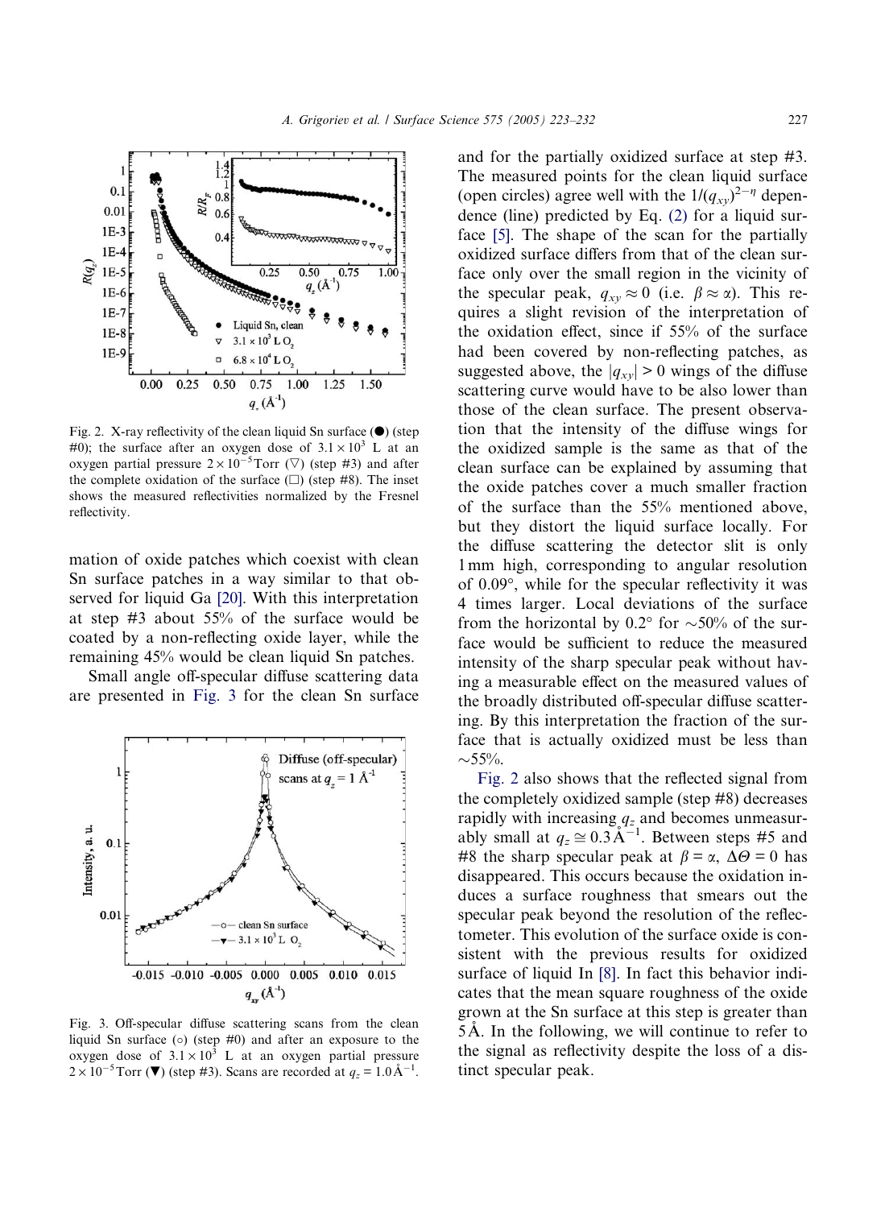Fig. 2. X-ray reflectivity of the clean liquid Sn surface (●) (step #0); the surface after an oxygen dose of $3.1 \times 10^3$ L at an oxygen partial pressure $2 \times 10^{-5}$ Torr (▽) (step #3) and after the complete oxidation of the surface (□) (step #8). The inset shows the measured reflectivities normalized by the Fresnel reflectivity.

mation of oxide patches which coexist with clean Sn surface patches in a way similar to that observed for liquid Ga [20]. With this interpretation at step #3 about 55% of the surface would be coated by a non-reflecting oxide layer, while the remaining 45% would be clean liquid Sn patches.

Small angle off-specular diffuse scattering data are presented in Fig. 3 for the clean Sn surface and for the partially oxidized surface at step #3. The measured points for the clean liquid surface (open circles) agree well with the $1/(q_{xy})^{2-\eta}$ dependence (line) predicted by Eq. (2) for a liquid surface [5]. The shape of the scan for the partially oxidized surface differs from that of the clean surface only over the small region in the vicinity of the specular peak, $q_{xy} \approx 0$ (i.e. $\beta \approx \alpha$). This requires a slight revision of the interpretation of the oxidation effect, since if 55% of the surface had been covered by non-reflecting patches, as suggested above, the $|q_{xy}| > 0$ wings of the diffuse scattering curve would have to be also lower than those of the clean surface. The present observation that the intensity of the diffuse wings for the oxidized sample is the same as that of the clean surface can be explained by assuming that the oxide patches cover a much smaller fraction of the surface than the 55% mentioned above, but they distort the liquid surface locally. For the diffuse scattering the detector slit is only 1 mm high, corresponding to angular resolution of 0.09°, while for the specular reflectivity it was 4 times larger. Local deviations of the surface from the horizontal by 0.2° for ~50% of the surface would be sufficient to reduce the measured intensity of the sharp specular peak without having a measurable effect on the measured values of the broadly distributed off-specular diffuse scattering. By this interpretation the fraction of the surface that is actually oxidized must be less than ~55%.

Fig. 3. Off-specular diffuse scattering scans from the clean liquid Sn surface (○) (step #0) and after an exposure to the oxygen dose of $3.1 \times 10^3$ L at an oxygen partial pressure $2 \times 10^{-5}$ Torr (▼) (step #3). Scans are recorded at $q_z = 1.0\,\text{Å}^{-1}$.

Fig. 2 also shows that the reflected signal from the completely oxidized sample (step #8) decreases rapidly with increasing $q_z$ and becomes unmeasurably small at $q_z \cong 0.3\,\text{Å}^{-1}$. Between steps #5 and #8 the sharp specular peak at $\beta = \alpha$, $\Delta\Theta = 0$ has disappeared. This occurs because the oxidation induces a surface roughness that smears out the specular peak beyond the resolution of the reflectometer. This evolution of the surface oxide is consistent with the previous results for oxidized surface of liquid In [8]. In fact this behavior indicates that the mean square roughness of the oxide grown at the Sn surface at this step is greater than 5 Å. In the following, we will continue to refer to the signal as reflectivity despite the loss of a distinct specular peak.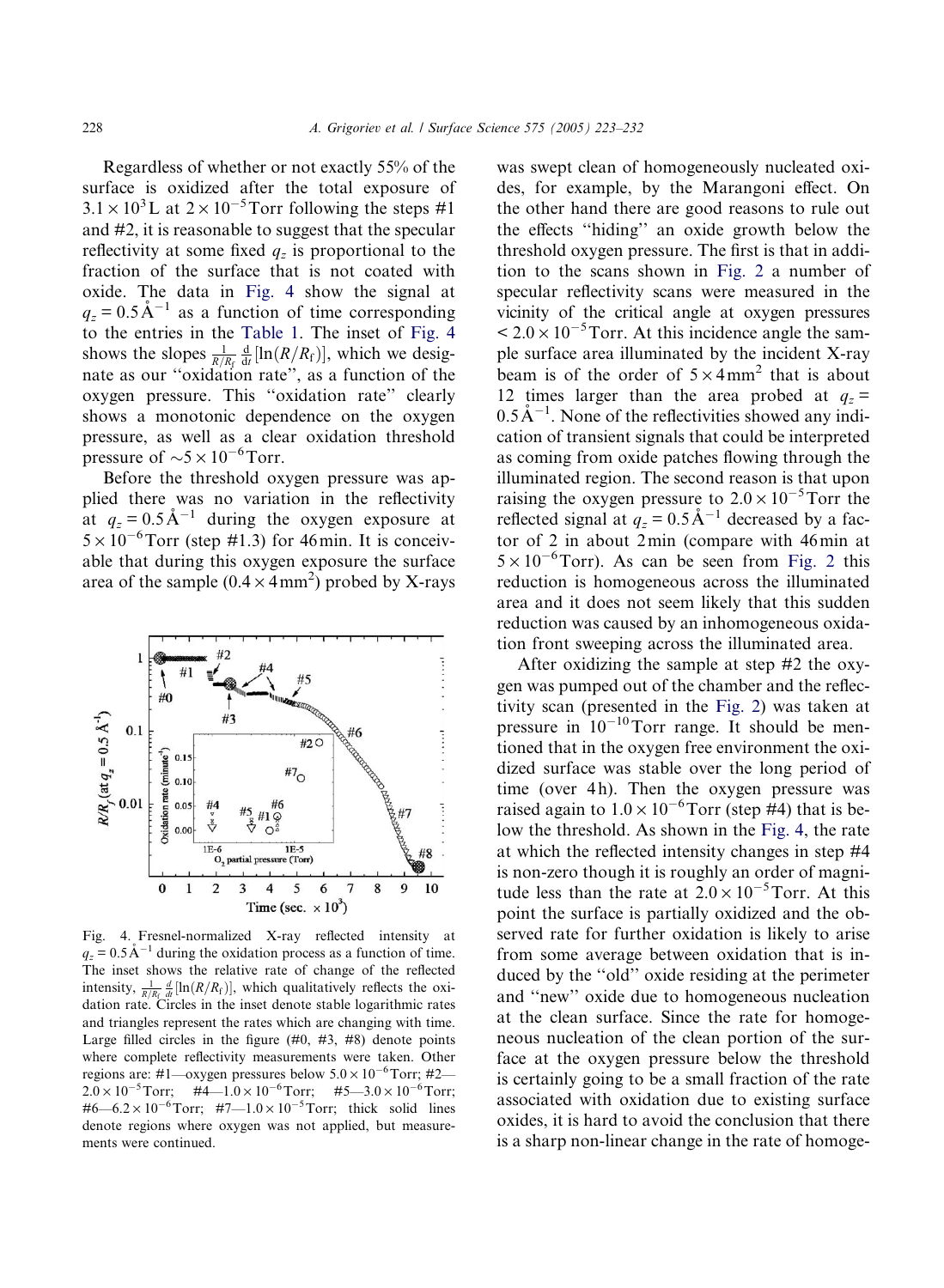Regardless of whether or not exactly 55% of the surface is oxidized after the total exposure of $3.1 \times 10^3$ L at $2 \times 10^{-5}$ Torr following the steps #1 and #2, it is reasonable to suggest that the specular reflectivity at some fixed $q_z$ is proportional to the fraction of the surface that is not coated with oxide. The data in Fig. 4 show the signal at $q_z = 0.5\,\text{Å}^{-1}$ as a function of time corresponding to the entries in the Table 1. The inset of Fig. 4 shows the slopes $\frac{1}{R/R_f}\frac{d}{dt}[\ln(R/R_f)]$, which we designate as our "oxidation rate", as a function of the oxygen pressure. This "oxidation rate" clearly shows a monotonic dependence on the oxygen pressure, as well as a clear oxidation threshold pressure of $\sim 5 \times 10^{-6}$ Torr.

Before the threshold oxygen pressure was applied there was no variation in the reflectivity at $q_z = 0.5\,\text{Å}^{-1}$ during the oxygen exposure at $5 \times 10^{-6}$ Torr (step #1.3) for 46 min. It is conceivable that during this oxygen exposure the surface area of the sample ($0.4 \times 4\,\text{mm}^2$) probed by X-rays was swept clean of homogeneously nucleated oxides, for example, by the Marangoni effect. On the other hand there are good reasons to rule out the effects "hiding" an oxide growth below the threshold oxygen pressure. The first is that in addition to the scans shown in Fig. 2 a number of specular reflectivity scans were measured in the vicinity of the critical angle at oxygen pressures $< 2.0 \times 10^{-5}$ Torr. At this incidence angle the sample surface area illuminated by the incident X-ray beam is of the order of $5 \times 4\,\text{mm}^2$ that is about 12 times larger than the area probed at $q_z = 0.5\,\text{Å}^{-1}$. None of the reflectivities showed any indication of transient signals that could be interpreted as coming from oxide patches flowing through the illuminated region. The second reason is that upon raising the oxygen pressure to $2.0 \times 10^{-5}$ Torr the reflected signal at $q_z = 0.5\,\text{Å}^{-1}$ decreased by a factor of 2 in about 2 min (compare with 46 min at $5 \times 10^{-6}$ Torr). As can be seen from Fig. 2 this reduction is homogeneous across the illuminated area and it does not seem likely that this sudden reduction was caused by an inhomogeneous oxidation front sweeping across the illuminated area.

Fig. 4. Fresnel-normalized X-ray reflected intensity at $q_z = 0.5\,\text{Å}^{-1}$ during the oxidation process as a function of time. The inset shows the relative rate of change of the reflected intensity, $\frac{1}{R/R_f}\frac{d}{dt}[\ln(R/R_f)]$, which qualitatively reflects the oxidation rate. Circles in the inset denote stable logarithmic rates and triangles represent the rates which are changing with time. Large filled circles in the figure (#0, #3, #8) denote points where complete reflectivity measurements were taken. Other regions are: #1—oxygen pressures below $5.0 \times 10^{-6}$ Torr; #2—$2.0 \times 10^{-5}$ Torr; #4—$1.0 \times 10^{-6}$ Torr; #5—$3.0 \times 10^{-6}$ Torr; #6—$6.2 \times 10^{-6}$ Torr; #7—$1.0 \times 10^{-5}$ Torr; thick solid lines denote regions where oxygen was not applied, but measurements were continued.

After oxidizing the sample at step #2 the oxygen was pumped out of the chamber and the reflectivity scan (presented in the Fig. 2) was taken at pressure in $10^{-10}$ Torr range. It should be mentioned that in the oxygen free environment the oxidized surface was stable over the long period of time (over 4 h). Then the oxygen pressure was raised again to $1.0 \times 10^{-6}$ Torr (step #4) that is below the threshold. As shown in the Fig. 4, the rate at which the reflected intensity changes in step #4 is non-zero though it is roughly an order of magnitude less than the rate at $2.0 \times 10^{-5}$ Torr. At this point the surface is partially oxidized and the observed rate for further oxidation is likely to arise from some average between oxidation that is induced by the "old" oxide residing at the perimeter and "new" oxide due to homogeneous nucleation at the clean surface. Since the rate for homogeneous nucleation of the clean portion of the surface at the oxygen pressure below the threshold is certainly going to be a small fraction of the rate associated with oxidation due to existing surface oxides, it is hard to avoid the conclusion that there is a sharp non-linear change in the rate of homoge-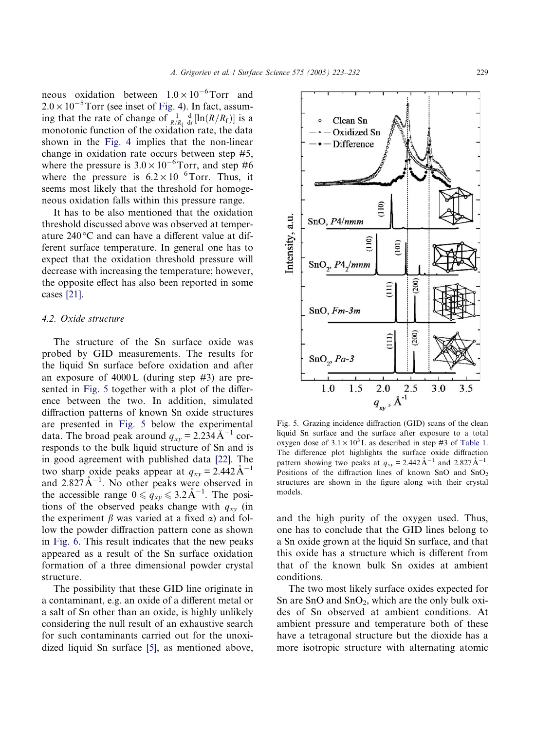neous oxidation between $1.0 \times 10^{-6}$ Torr and $2.0 \times 10^{-5}$ Torr (see inset of Fig. 4). In fact, assuming that the rate of change of $\frac{1}{R/R_f}\frac{d}{dt}[\ln(R/R_f)]$ is a monotonic function of the oxidation rate, the data shown in the Fig. 4 implies that the non-linear change in oxidation rate occurs between step #5, where the pressure is $3.0 \times 10^{-6}$ Torr, and step #6 where the pressure is $6.2 \times 10^{-6}$ Torr. Thus, it seems most likely that the threshold for homogeneous oxidation falls within this pressure range.

It has to be also mentioned that the oxidation threshold discussed above was observed at temperature 240 °C and can have a different value at different surface temperature. In general one has to expect that the oxidation threshold pressure will decrease with increasing the temperature; however, the opposite effect has also been reported in some cases [21].

### 4.2. Oxide structure

The structure of the Sn surface oxide was probed by GID measurements. The results for the liquid Sn surface before oxidation and after an exposure of 4000 L (during step #3) are presented in Fig. 5 together with a plot of the difference between the two. In addition, simulated diffraction patterns of known Sn oxide structures are presented in Fig. 5 below the experimental data. The broad peak around $q_{xy} = 2.234$ Å$^{-1}$ corresponds to the bulk liquid structure of Sn and is in good agreement with published data [22]. The two sharp oxide peaks appear at $q_{xy} = 2.442$ Å$^{-1}$ and $2.827$ Å$^{-1}$. No other peaks were observed in the accessible range $0 \leqslant q_{xy} \leqslant 3.2$ Å$^{-1}$. The positions of the observed peaks change with $q_{xy}$ (in the experiment $\beta$ was varied at a fixed $\alpha$) and follow the powder diffraction pattern cone as shown in Fig. 6. This result indicates that the new peaks appeared as a result of the Sn surface oxidation formation of a three dimensional powder crystal structure.

The possibility that these GID line originate in a contaminant, e.g. an oxide of a different metal or a salt of Sn other than an oxide, is highly unlikely considering the null result of an exhaustive search for such contaminants carried out for the unoxidized liquid Sn surface [5], as mentioned above, and the high purity of the oxygen used. Thus, one has to conclude that the GID lines belong to a Sn oxide grown at the liquid Sn surface, and that this oxide has a structure which is different from that of the known bulk Sn oxides at ambient conditions.

Fig. 5. Grazing incidence diffraction (GID) scans of the clean liquid Sn surface and the surface after exposure to a total oxygen dose of $3.1 \times 10^3$ L as described in step #3 of Table 1. The difference plot highlights the surface oxide diffraction pattern showing two peaks at $q_{xy} = 2.442$ Å$^{-1}$ and $2.827$ Å$^{-1}$. Positions of the diffraction lines of known SnO and $SnO_2$ structures are shown in the figure along with their crystal models.

The two most likely surface oxides expected for Sn are SnO and $SnO_2$, which are the only bulk oxides of Sn observed at ambient conditions. At ambient pressure and temperature both of these have a tetragonal structure but the dioxide has a more isotropic structure with alternating atomic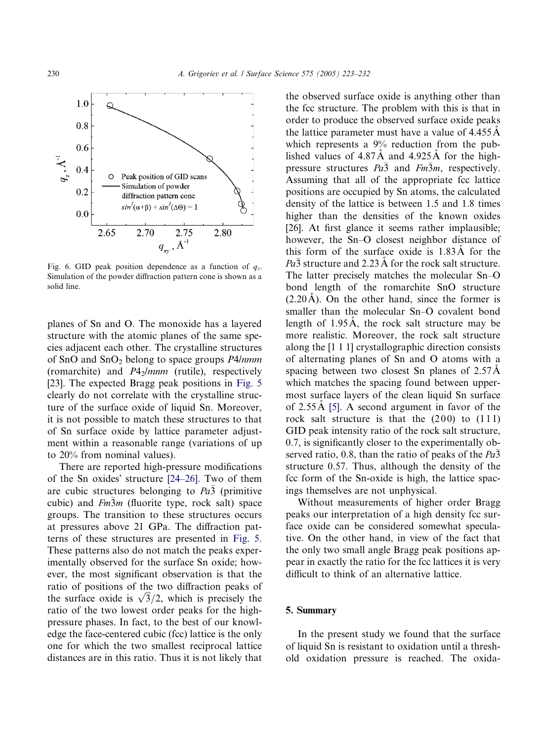Fig. 6. GID peak position dependence as a function of $q_z$. Simulation of the powder diffraction pattern cone is shown as a solid line.

planes of Sn and O. The monoxide has a layered structure with the atomic planes of the same species adjacent each other. The crystalline structures of SnO and $SnO_2$ belong to space groups *P4/nmm* (romarchite) and *P4₂/mnm* (rutile), respectively [23]. The expected Bragg peak positions in Fig. 5 clearly do not correlate with the crystalline structure of the surface oxide of liquid Sn. Moreover, it is not possible to match these structures to that of Sn surface oxide by lattice parameter adjustment within a reasonable range (variations of up to 20% from nominal values).

There are reported high-pressure modifications of the Sn oxides' structure [24–26]. Two of them are cubic structures belonging to $Pa\bar{3}$ (primitive cubic) and $Fm\bar{3}m$ (fluorite type, rock salt) space groups. The transition to these structures occurs at pressures above 21 GPa. The diffraction patterns of these structures are presented in Fig. 5. These patterns also do not match the peaks experimentally observed for the surface Sn oxide; however, the most significant observation is that the ratio of positions of the two diffraction peaks of the surface oxide is $\sqrt{3}/2$, which is precisely the ratio of the two lowest order peaks for the high-pressure phases. In fact, to the best of our knowledge the face-centered cubic (fcc) lattice is the only one for which the two smallest reciprocal lattice distances are in this ratio. Thus it is not likely that the observed surface oxide is anything other than the fcc structure. The problem with this is that in order to produce the observed surface oxide peaks the lattice parameter must have a value of 4.455 Å which represents a 9% reduction from the published values of 4.87 Å and 4.925 Å for the high-pressure structures $Pa\bar{3}$ and $Fm\bar{3}m$, respectively. Assuming that all of the appropriate fcc lattice positions are occupied by Sn atoms, the calculated density of the lattice is between 1.5 and 1.8 times higher than the densities of the known oxides [26]. At first glance it seems rather implausible; however, the Sn–O closest neighbor distance of this form of the surface oxide is 1.83 Å for the $Pa\bar{3}$ structure and 2.23 Å for the rock salt structure. The latter precisely matches the molecular Sn–O bond length of the romarchite SnO structure (2.20 Å). On the other hand, since the former is smaller than the molecular Sn–O covalent bond length of 1.95 Å, the rock salt structure may be more realistic. Moreover, the rock salt structure along the [1 1 1] crystallographic direction consists of alternating planes of Sn and O atoms with a spacing between two closest Sn planes of 2.57 Å which matches the spacing found between uppermost surface layers of the clean liquid Sn surface of 2.55 Å [5]. A second argument in favor of the rock salt structure is that the (200) to (111) GID peak intensity ratio of the rock salt structure, 0.7, is significantly closer to the experimentally observed ratio, 0.8, than the ratio of peaks of the $Pa\bar{3}$ structure 0.57. Thus, although the density of the fcc form of the Sn-oxide is high, the lattice spacings themselves are not unphysical.

Without measurements of higher order Bragg peaks our interpretation of a high density fcc surface oxide can be considered somewhat speculative. On the other hand, in view of the fact that the only two small angle Bragg peak positions appear in exactly the ratio for the fcc lattices it is very difficult to think of an alternative lattice.

## 5. Summary

In the present study we found that the surface of liquid Sn is resistant to oxidation until a threshold oxidation pressure is reached. The oxida-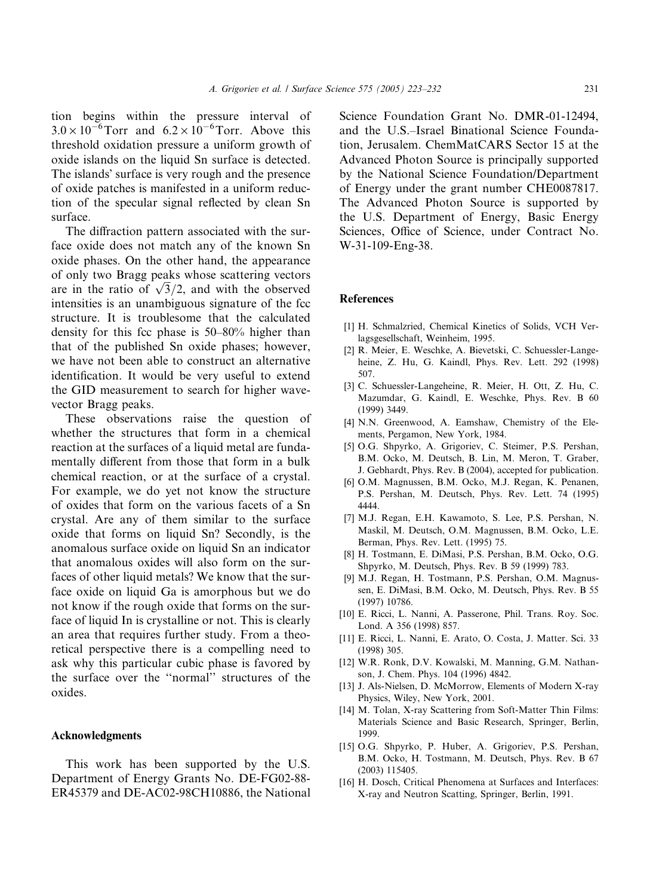tion begins within the pressure interval of $3.0 \times 10^{-6}$ Torr and $6.2 \times 10^{-6}$ Torr. Above this threshold oxidation pressure a uniform growth of oxide islands on the liquid Sn surface is detected. The islands' surface is very rough and the presence of oxide patches is manifested in a uniform reduction of the specular signal reflected by clean Sn surface.

The diffraction pattern associated with the surface oxide does not match any of the known Sn oxide phases. On the other hand, the appearance of only two Bragg peaks whose scattering vectors are in the ratio of $\sqrt{3}/2$, and with the observed intensities is an unambiguous signature of the fcc structure. It is troublesome that the calculated density for this fcc phase is 50–80% higher than that of the published Sn oxide phases; however, we have not been able to construct an alternative identification. It would be very useful to extend the GID measurement to search for higher wave-vector Bragg peaks.

These observations raise the question of whether the structures that form in a chemical reaction at the surfaces of a liquid metal are fundamentally different from those that form in a bulk chemical reaction, or at the surface of a crystal. For example, we do yet not know the structure of oxides that form on the various facets of a Sn crystal. Are any of them similar to the surface oxide that forms on liquid Sn? Secondly, is the anomalous surface oxide on liquid Sn an indicator that anomalous oxides will also form on the surfaces of other liquid metals? We know that the surface oxide on liquid Ga is amorphous but we do not know if the rough oxide that forms on the surface of liquid In is crystalline or not. This is clearly an area that requires further study. From a theoretical perspective there is a compelling need to ask why this particular cubic phase is favored by the surface over the "normal" structures of the oxides.

## Acknowledgments

This work has been supported by the U.S. Department of Energy Grants No. DE-FG02-88-ER45379 and DE-AC02-98CH10886, the National Science Foundation Grant No. DMR-01-12494, and the U.S.–Israel Binational Science Foundation, Jerusalem. ChemMatCARS Sector 15 at the Advanced Photon Source is principally supported by the National Science Foundation/Department of Energy under the grant number CHE0087817. The Advanced Photon Source is supported by the U.S. Department of Energy, Basic Energy Sciences, Office of Science, under Contract No. W-31-109-Eng-38.

## References

[1] H. Schmalzried, Chemical Kinetics of Solids, VCH Verlagsgesellschaft, Weinheim, 1995.

[2] R. Meier, E. Weschke, A. Bievetski, C. Schuessler-Langeheine, Z. Hu, G. Kaindl, Phys. Rev. Lett. 292 (1998) 507.

[3] C. Schuessler-Langeheine, R. Meier, H. Ott, Z. Hu, C. Mazumdar, G. Kaindl, E. Weschke, Phys. Rev. B 60 (1999) 3449.

[4] N.N. Greenwood, A. Eamshaw, Chemistry of the Elements, Pergamon, New York, 1984.

[5] O.G. Shpyrko, A. Grigoriev, C. Steimer, P.S. Pershan, B.M. Ocko, M. Deutsch, B. Lin, M. Meron, T. Graber, J. Gebhardt, Phys. Rev. B (2004), accepted for publication.

[6] O.M. Magnussen, B.M. Ocko, M.J. Regan, K. Penanen, P.S. Pershan, M. Deutsch, Phys. Rev. Lett. 74 (1995) 4444.

[7] M.J. Regan, E.H. Kawamoto, S. Lee, P.S. Pershan, N. Maskil, M. Deutsch, O.M. Magnussen, B.M. Ocko, L.E. Berman, Phys. Rev. Lett. (1995) 75.

[8] H. Tostmann, E. DiMasi, P.S. Pershan, B.M. Ocko, O.G. Shpyrko, M. Deutsch, Phys. Rev. B 59 (1999) 783.

[9] M.J. Regan, H. Tostmann, P.S. Pershan, O.M. Magnussen, E. DiMasi, B.M. Ocko, M. Deutsch, Phys. Rev. B 55 (1997) 10786.

[10] E. Ricci, L. Nanni, A. Passerone, Phil. Trans. Roy. Soc. Lond. A 356 (1998) 857.

[11] E. Ricci, L. Nanni, E. Arato, O. Costa, J. Matter. Sci. 33 (1998) 305.

[12] W.R. Ronk, D.V. Kowalski, M. Manning, G.M. Nathanson, J. Chem. Phys. 104 (1996) 4842.

[13] J. Als-Nielsen, D. McMorrow, Elements of Modern X-ray Physics, Wiley, New York, 2001.

[14] M. Tolan, X-ray Scattering from Soft-Matter Thin Films: Materials Science and Basic Research, Springer, Berlin, 1999.

[15] O.G. Shpyrko, P. Huber, A. Grigoriev, P.S. Pershan, B.M. Ocko, H. Tostmann, M. Deutsch, Phys. Rev. B 67 (2003) 115405.

[16] H. Dosch, Critical Phenomena at Surfaces and Interfaces: X-ray and Neutron Scatting, Springer, Berlin, 1991.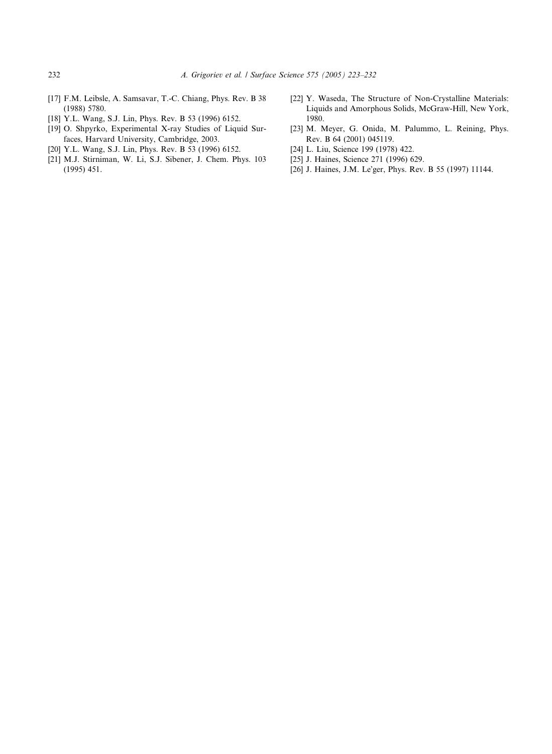[17] F.M. Leibsle, A. Samsavar, T.-C. Chiang, Phys. Rev. B 38 (1988) 5780.

[18] Y.L. Wang, S.J. Lin, Phys. Rev. B 53 (1996) 6152.

[19] O. Shpyrko, Experimental X-ray Studies of Liquid Surfaces, Harvard University, Cambridge, 2003.

[20] Y.L. Wang, S.J. Lin, Phys. Rev. B 53 (1996) 6152.

[21] M.J. Stirniman, W. Li, S.J. Sibener, J. Chem. Phys. 103 (1995) 451.

[22] Y. Waseda, The Structure of Non-Crystalline Materials: Liquids and Amorphous Solids, McGraw-Hill, New York, 1980.

[23] M. Meyer, G. Onida, M. Palummo, L. Reining, Phys. Rev. B 64 (2001) 045119.

[24] L. Liu, Science 199 (1978) 422.

[25] J. Haines, Science 271 (1996) 629.

[26] J. Haines, J.M. Le'ger, Phys. Rev. B 55 (1997) 11144.